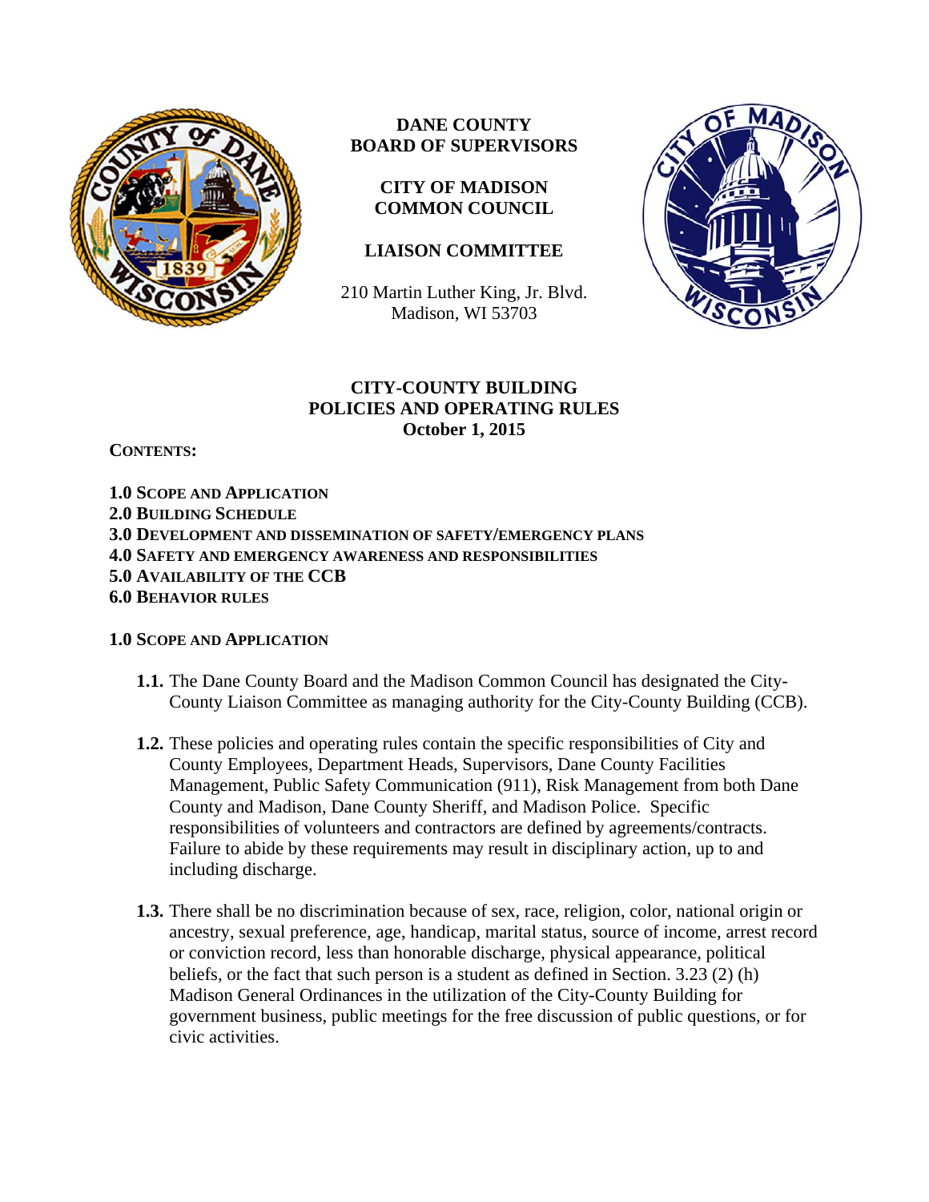**DANE COUNTY**
**BOARD OF SUPERVISORS**

**CITY OF MADISON**
**COMMON COUNCIL**

**LIAISON COMMITTEE**

210 Martin Luther King, Jr. Blvd.
Madison, WI 53703

# CITY-COUNTY BUILDING POLICIES AND OPERATING RULES
**October 1, 2015**

**CONTENTS:**

**1.0 SCOPE AND APPLICATION**
**2.0 BUILDING SCHEDULE**
**3.0 DEVELOPMENT AND DISSEMINATION OF SAFETY/EMERGENCY PLANS**
**4.0 SAFETY AND EMERGENCY AWARENESS AND RESPONSIBILITIES**
**5.0 AVAILABILITY OF THE CCB**
**6.0 BEHAVIOR RULES**

## 1.0 SCOPE AND APPLICATION

**1.1.** The Dane County Board and the Madison Common Council has designated the City-County Liaison Committee as managing authority for the City-County Building (CCB).

**1.2.** These policies and operating rules contain the specific responsibilities of City and County Employees, Department Heads, Supervisors, Dane County Facilities Management, Public Safety Communication (911), Risk Management from both Dane County and Madison, Dane County Sheriff, and Madison Police. Specific responsibilities of volunteers and contractors are defined by agreements/contracts. Failure to abide by these requirements may result in disciplinary action, up to and including discharge.

**1.3.** There shall be no discrimination because of sex, race, religion, color, national origin or ancestry, sexual preference, age, handicap, marital status, source of income, arrest record or conviction record, less than honorable discharge, physical appearance, political beliefs, or the fact that such person is a student as defined in Section. 3.23 (2) (h) Madison General Ordinances in the utilization of the City-County Building for government business, public meetings for the free discussion of public questions, or for civic activities.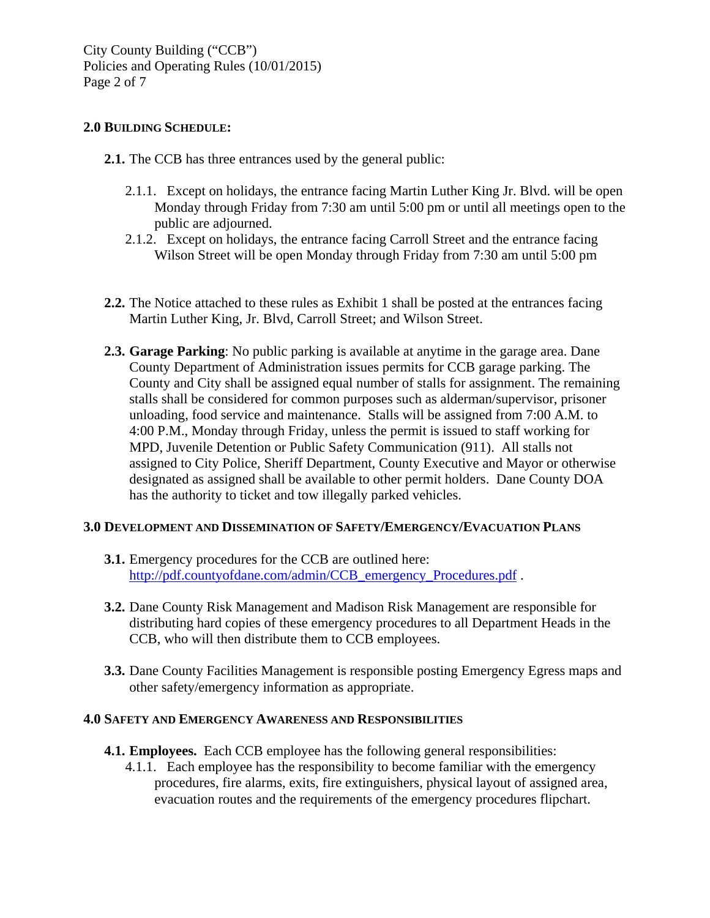## 2.0 Building Schedule:

**2.1.** The CCB has three entrances used by the general public:

- 2.1.1. Except on holidays, the entrance facing Martin Luther King Jr. Blvd. will be open Monday through Friday from 7:30 am until 5:00 pm or until all meetings open to the public are adjourned.
- 2.1.2. Except on holidays, the entrance facing Carroll Street and the entrance facing Wilson Street will be open Monday through Friday from 7:30 am until 5:00 pm

**2.2.** The Notice attached to these rules as Exhibit 1 shall be posted at the entrances facing Martin Luther King, Jr. Blvd, Carroll Street; and Wilson Street.

**2.3. Garage Parking**: No public parking is available at anytime in the garage area. Dane County Department of Administration issues permits for CCB garage parking. The County and City shall be assigned equal number of stalls for assignment. The remaining stalls shall be considered for common purposes such as alderman/supervisor, prisoner unloading, food service and maintenance. Stalls will be assigned from 7:00 A.M. to 4:00 P.M., Monday through Friday, unless the permit is issued to staff working for MPD, Juvenile Detention or Public Safety Communication (911). All stalls not assigned to City Police, Sheriff Department, County Executive and Mayor or otherwise designated as assigned shall be available to other permit holders. Dane County DOA has the authority to ticket and tow illegally parked vehicles.

## 3.0 Development and Dissemination of Safety/Emergency/Evacuation Plans

**3.1.** Emergency procedures for the CCB are outlined here: http://pdf.countyofdane.com/admin/CCB_emergency_Procedures.pdf .

**3.2.** Dane County Risk Management and Madison Risk Management are responsible for distributing hard copies of these emergency procedures to all Department Heads in the CCB, who will then distribute them to CCB employees.

**3.3.** Dane County Facilities Management is responsible posting Emergency Egress maps and other safety/emergency information as appropriate.

## 4.0 Safety and Emergency Awareness and Responsibilities

**4.1. Employees.** Each CCB employee has the following general responsibilities:

- 4.1.1. Each employee has the responsibility to become familiar with the emergency procedures, fire alarms, exits, fire extinguishers, physical layout of assigned area, evacuation routes and the requirements of the emergency procedures flipchart.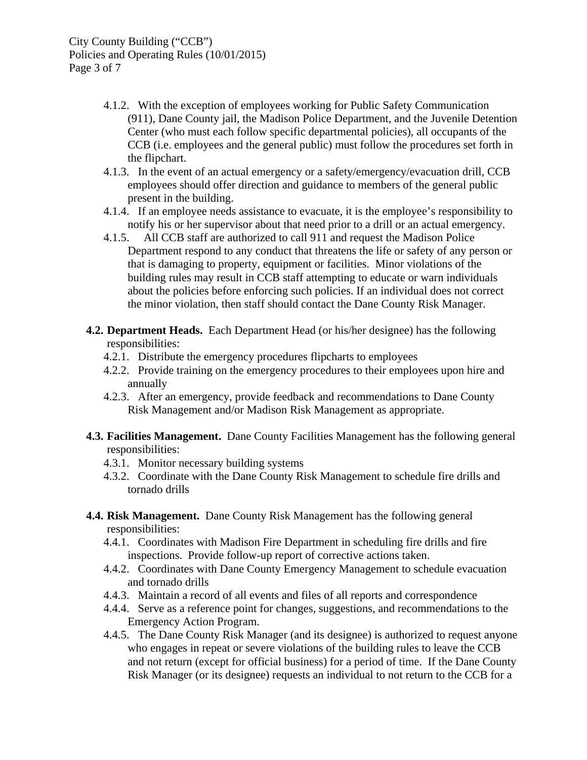- 4.1.2. With the exception of employees working for Public Safety Communication (911), Dane County jail, the Madison Police Department, and the Juvenile Detention Center (who must each follow specific departmental policies), all occupants of the CCB (i.e. employees and the general public) must follow the procedures set forth in the flipchart.
- 4.1.3. In the event of an actual emergency or a safety/emergency/evacuation drill, CCB employees should offer direction and guidance to members of the general public present in the building.
- 4.1.4. If an employee needs assistance to evacuate, it is the employee's responsibility to notify his or her supervisor about that need prior to a drill or an actual emergency.
- 4.1.5. All CCB staff are authorized to call 911 and request the Madison Police Department respond to any conduct that threatens the life or safety of any person or that is damaging to property, equipment or facilities. Minor violations of the building rules may result in CCB staff attempting to educate or warn individuals about the policies before enforcing such policies. If an individual does not correct the minor violation, then staff should contact the Dane County Risk Manager.

**4.2. Department Heads.** Each Department Head (or his/her designee) has the following responsibilities:

- 4.2.1. Distribute the emergency procedures flipcharts to employees
- 4.2.2. Provide training on the emergency procedures to their employees upon hire and annually
- 4.2.3. After an emergency, provide feedback and recommendations to Dane County Risk Management and/or Madison Risk Management as appropriate.

**4.3. Facilities Management.** Dane County Facilities Management has the following general responsibilities:

- 4.3.1. Monitor necessary building systems
- 4.3.2. Coordinate with the Dane County Risk Management to schedule fire drills and tornado drills

**4.4. Risk Management.** Dane County Risk Management has the following general responsibilities:

- 4.4.1. Coordinates with Madison Fire Department in scheduling fire drills and fire inspections. Provide follow-up report of corrective actions taken.
- 4.4.2. Coordinates with Dane County Emergency Management to schedule evacuation and tornado drills
- 4.4.3. Maintain a record of all events and files of all reports and correspondence
- 4.4.4. Serve as a reference point for changes, suggestions, and recommendations to the Emergency Action Program.
- 4.4.5. The Dane County Risk Manager (and its designee) is authorized to request anyone who engages in repeat or severe violations of the building rules to leave the CCB and not return (except for official business) for a period of time. If the Dane County Risk Manager (or its designee) requests an individual to not return to the CCB for a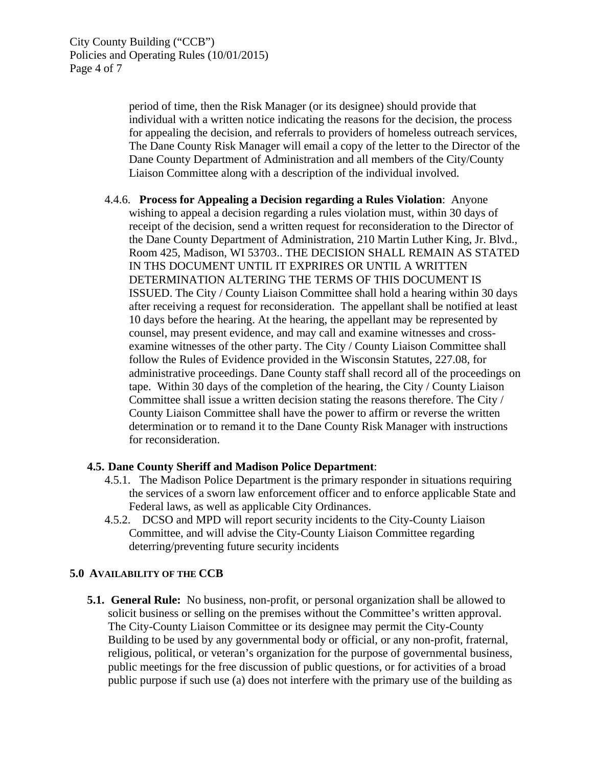period of time, then the Risk Manager (or its designee) should provide that individual with a written notice indicating the reasons for the decision, the process for appealing the decision, and referrals to providers of homeless outreach services, The Dane County Risk Manager will email a copy of the letter to the Director of the Dane County Department of Administration and all members of the City/County Liaison Committee along with a description of the individual involved.

4.4.6. **Process for Appealing a Decision regarding a Rules Violation**: Anyone wishing to appeal a decision regarding a rules violation must, within 30 days of receipt of the decision, send a written request for reconsideration to the Director of the Dane County Department of Administration, 210 Martin Luther King, Jr. Blvd., Room 425, Madison, WI 53703.. THE DECISION SHALL REMAIN AS STATED IN THS DOCUMENT UNTIL IT EXPRIRES OR UNTIL A WRITTEN DETERMINATION ALTERING THE TERMS OF THIS DOCUMENT IS ISSUED. The City / County Liaison Committee shall hold a hearing within 30 days after receiving a request for reconsideration. The appellant shall be notified at least 10 days before the hearing. At the hearing, the appellant may be represented by counsel, may present evidence, and may call and examine witnesses and cross-examine witnesses of the other party. The City / County Liaison Committee shall follow the Rules of Evidence provided in the Wisconsin Statutes, 227.08, for administrative proceedings. Dane County staff shall record all of the proceedings on tape. Within 30 days of the completion of the hearing, the City / County Liaison Committee shall issue a written decision stating the reasons therefore. The City / County Liaison Committee shall have the power to affirm or reverse the written determination or to remand it to the Dane County Risk Manager with instructions for reconsideration.

**4.5. Dane County Sheriff and Madison Police Department**:

4.5.1. The Madison Police Department is the primary responder in situations requiring the services of a sworn law enforcement officer and to enforce applicable State and Federal laws, as well as applicable City Ordinances.

4.5.2. DCSO and MPD will report security incidents to the City-County Liaison Committee, and will advise the City-County Liaison Committee regarding deterring/preventing future security incidents

## 5.0 AVAILABILITY OF THE CCB

**5.1. General Rule:** No business, non-profit, or personal organization shall be allowed to solicit business or selling on the premises without the Committee's written approval. The City-County Liaison Committee or its designee may permit the City-County Building to be used by any governmental body or official, or any non-profit, fraternal, religious, political, or veteran's organization for the purpose of governmental business, public meetings for the free discussion of public questions, or for activities of a broad public purpose if such use (a) does not interfere with the primary use of the building as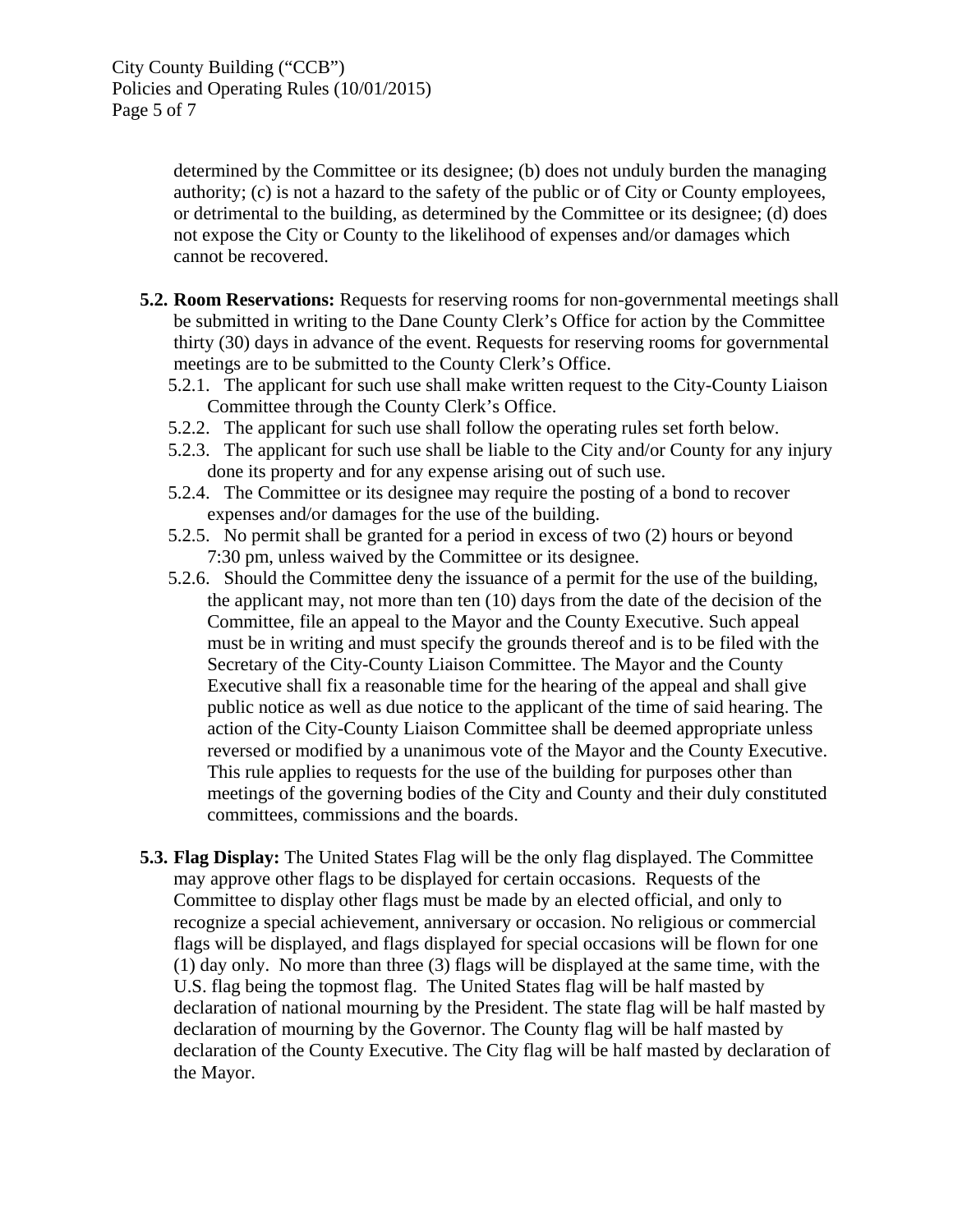determined by the Committee or its designee; (b) does not unduly burden the managing authority; (c) is not a hazard to the safety of the public or of City or County employees, or detrimental to the building, as determined by the Committee or its designee; (d) does not expose the City or County to the likelihood of expenses and/or damages which cannot be recovered.

**5.2. Room Reservations:** Requests for reserving rooms for non-governmental meetings shall be submitted in writing to the Dane County Clerk's Office for action by the Committee thirty (30) days in advance of the event. Requests for reserving rooms for governmental meetings are to be submitted to the County Clerk's Office.

- 5.2.1. The applicant for such use shall make written request to the City-County Liaison Committee through the County Clerk's Office.
- 5.2.2. The applicant for such use shall follow the operating rules set forth below.
- 5.2.3. The applicant for such use shall be liable to the City and/or County for any injury done its property and for any expense arising out of such use.
- 5.2.4. The Committee or its designee may require the posting of a bond to recover expenses and/or damages for the use of the building.
- 5.2.5. No permit shall be granted for a period in excess of two (2) hours or beyond 7:30 pm, unless waived by the Committee or its designee.
- 5.2.6. Should the Committee deny the issuance of a permit for the use of the building, the applicant may, not more than ten (10) days from the date of the decision of the Committee, file an appeal to the Mayor and the County Executive. Such appeal must be in writing and must specify the grounds thereof and is to be filed with the Secretary of the City-County Liaison Committee. The Mayor and the County Executive shall fix a reasonable time for the hearing of the appeal and shall give public notice as well as due notice to the applicant of the time of said hearing. The action of the City-County Liaison Committee shall be deemed appropriate unless reversed or modified by a unanimous vote of the Mayor and the County Executive. This rule applies to requests for the use of the building for purposes other than meetings of the governing bodies of the City and County and their duly constituted committees, commissions and the boards.

**5.3. Flag Display:** The United States Flag will be the only flag displayed. The Committee may approve other flags to be displayed for certain occasions. Requests of the Committee to display other flags must be made by an elected official, and only to recognize a special achievement, anniversary or occasion. No religious or commercial flags will be displayed, and flags displayed for special occasions will be flown for one (1) day only. No more than three (3) flags will be displayed at the same time, with the U.S. flag being the topmost flag. The United States flag will be half masted by declaration of national mourning by the President. The state flag will be half masted by declaration of mourning by the Governor. The County flag will be half masted by declaration of the County Executive. The City flag will be half masted by declaration of the Mayor.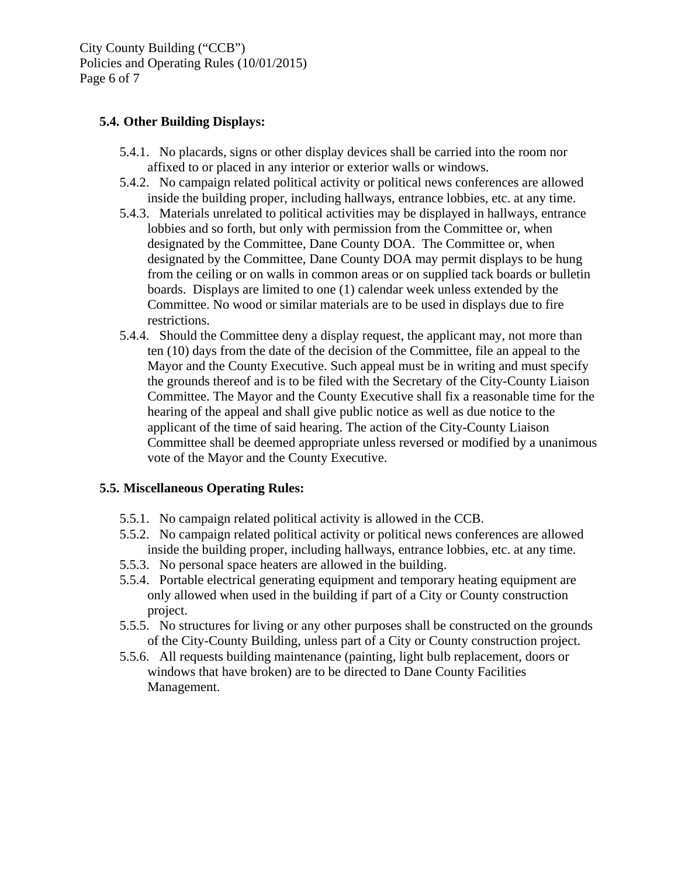### 5.4. Other Building Displays:

- 5.4.1. No placards, signs or other display devices shall be carried into the room nor affixed to or placed in any interior or exterior walls or windows.
- 5.4.2. No campaign related political activity or political news conferences are allowed inside the building proper, including hallways, entrance lobbies, etc. at any time.
- 5.4.3. Materials unrelated to political activities may be displayed in hallways, entrance lobbies and so forth, but only with permission from the Committee or, when designated by the Committee, Dane County DOA. The Committee or, when designated by the Committee, Dane County DOA may permit displays to be hung from the ceiling or on walls in common areas or on supplied tack boards or bulletin boards. Displays are limited to one (1) calendar week unless extended by the Committee. No wood or similar materials are to be used in displays due to fire restrictions.
- 5.4.4. Should the Committee deny a display request, the applicant may, not more than ten (10) days from the date of the decision of the Committee, file an appeal to the Mayor and the County Executive. Such appeal must be in writing and must specify the grounds thereof and is to be filed with the Secretary of the City-County Liaison Committee. The Mayor and the County Executive shall fix a reasonable time for the hearing of the appeal and shall give public notice as well as due notice to the applicant of the time of said hearing. The action of the City-County Liaison Committee shall be deemed appropriate unless reversed or modified by a unanimous vote of the Mayor and the County Executive.

### 5.5. Miscellaneous Operating Rules:

- 5.5.1. No campaign related political activity is allowed in the CCB.
- 5.5.2. No campaign related political activity or political news conferences are allowed inside the building proper, including hallways, entrance lobbies, etc. at any time.
- 5.5.3. No personal space heaters are allowed in the building.
- 5.5.4. Portable electrical generating equipment and temporary heating equipment are only allowed when used in the building if part of a City or County construction project.
- 5.5.5. No structures for living or any other purposes shall be constructed on the grounds of the City-County Building, unless part of a City or County construction project.
- 5.5.6. All requests building maintenance (painting, light bulb replacement, doors or windows that have broken) are to be directed to Dane County Facilities Management.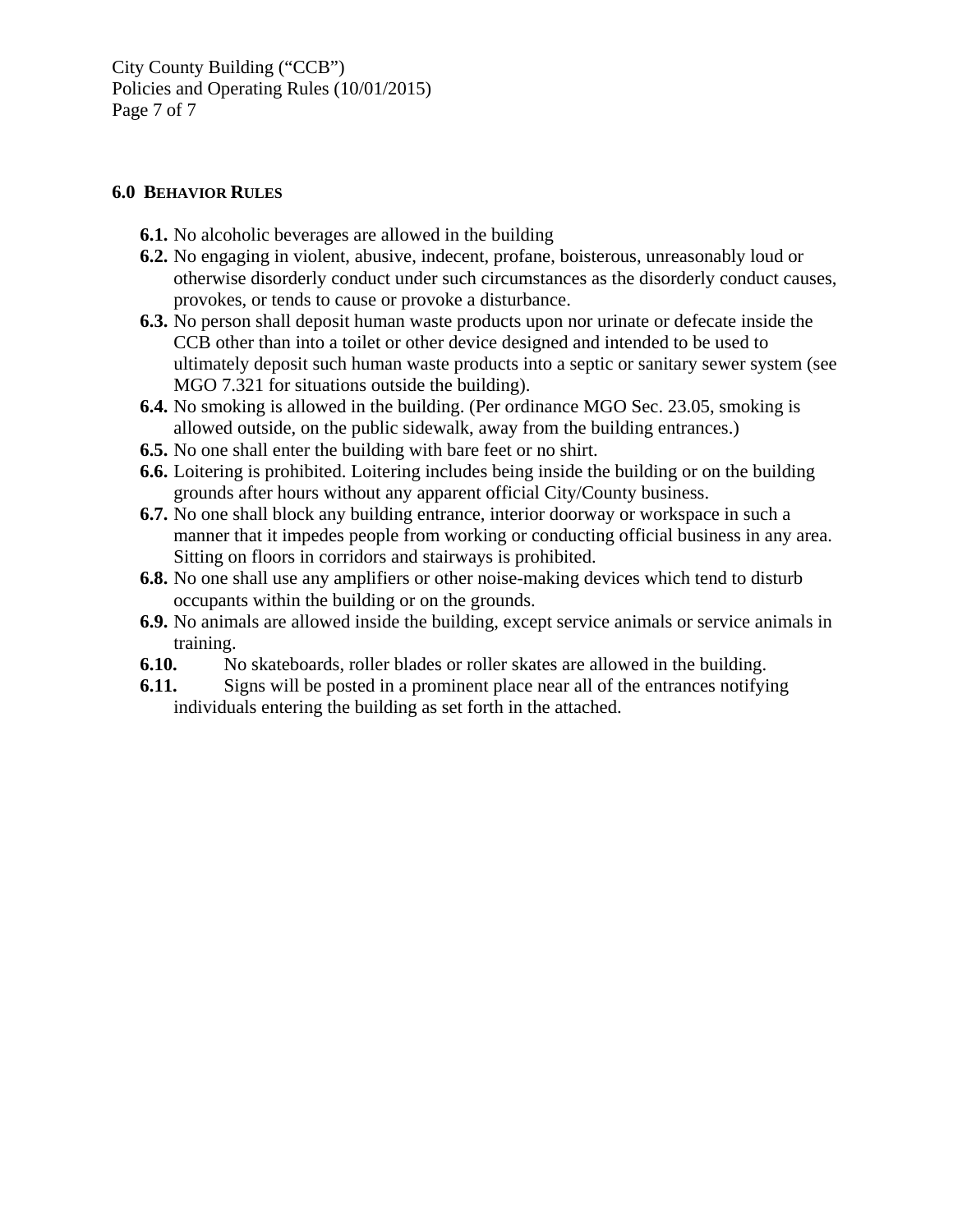## 6.0 BEHAVIOR RULES

- **6.1.** No alcoholic beverages are allowed in the building
- **6.2.** No engaging in violent, abusive, indecent, profane, boisterous, unreasonably loud or otherwise disorderly conduct under such circumstances as the disorderly conduct causes, provokes, or tends to cause or provoke a disturbance.
- **6.3.** No person shall deposit human waste products upon nor urinate or defecate inside the CCB other than into a toilet or other device designed and intended to be used to ultimately deposit such human waste products into a septic or sanitary sewer system (see MGO 7.321 for situations outside the building).
- **6.4.** No smoking is allowed in the building. (Per ordinance MGO Sec. 23.05, smoking is allowed outside, on the public sidewalk, away from the building entrances.)
- **6.5.** No one shall enter the building with bare feet or no shirt.
- **6.6.** Loitering is prohibited. Loitering includes being inside the building or on the building grounds after hours without any apparent official City/County business.
- **6.7.** No one shall block any building entrance, interior doorway or workspace in such a manner that it impedes people from working or conducting official business in any area. Sitting on floors in corridors and stairways is prohibited.
- **6.8.** No one shall use any amplifiers or other noise-making devices which tend to disturb occupants within the building or on the grounds.
- **6.9.** No animals are allowed inside the building, except service animals or service animals in training.
- **6.10.** No skateboards, roller blades or roller skates are allowed in the building.
- **6.11.** Signs will be posted in a prominent place near all of the entrances notifying individuals entering the building as set forth in the attached.